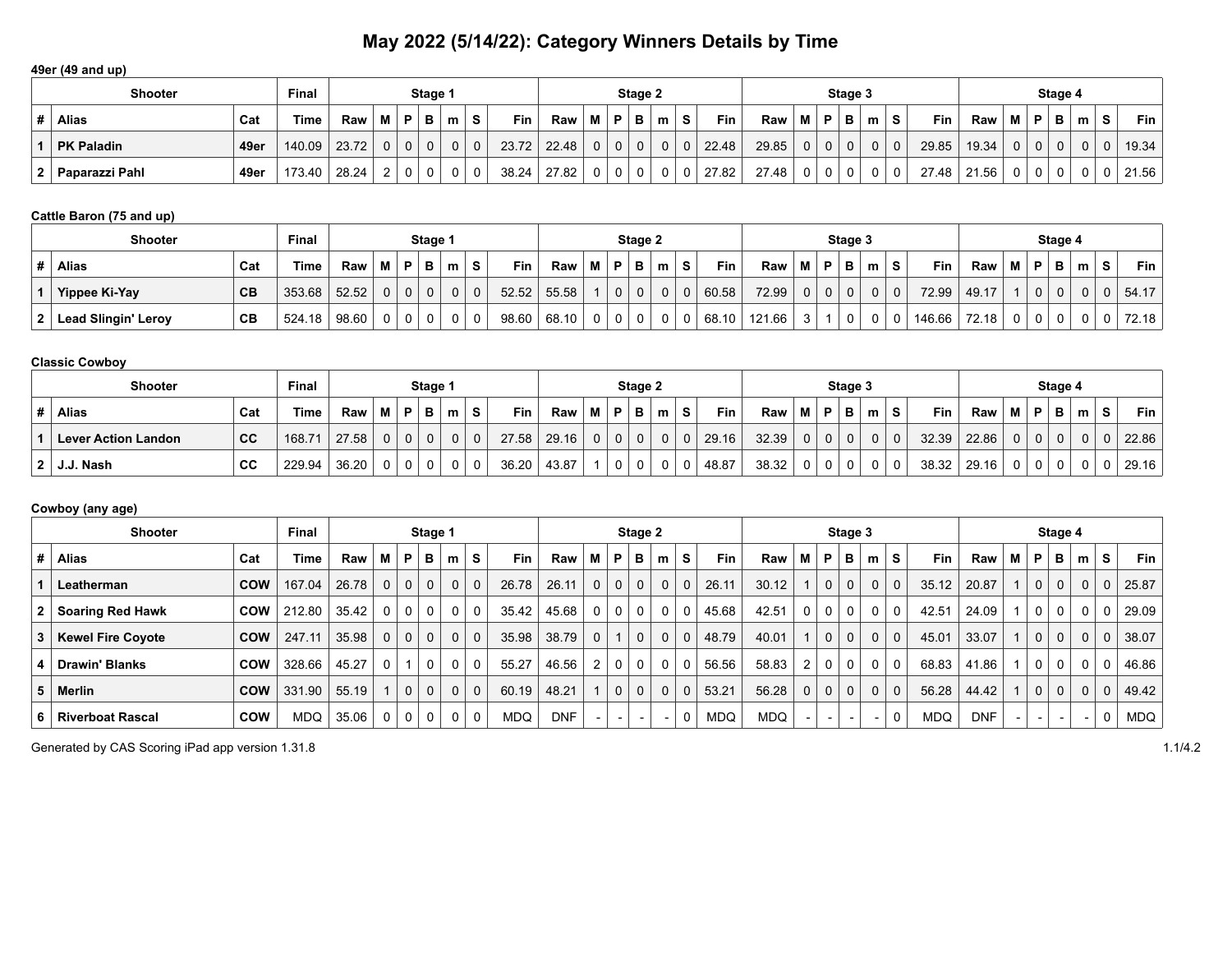# May 2022 (5/14/22): Category Winners Details by Time

### 49er (49 and up)

| Shooter | | | Final | Stage 1 | | | | | | | Stage 2 | | | | | | | Stage 3 | | | | | | | Stage 4 | | | | | | |
|---|---|---|---|---|---|---|---|---|---|---|---|---|---|---|---|---|---|---|---|---|---|---|---|---|---|---|---|---|---|---|---|
| # | Alias | Cat | Time | Raw | M | P | B | m | S | Fin | Raw | M | P | B | m | S | Fin | Raw | M | P | B | m | S | Fin | Raw | M | P | B | m | S | Fin |
| 1 | PK Paladin | 49er | 140.09 | 23.72 | 0 | 0 | 0 | 0 | 0 | 23.72 | 22.48 | 0 | 0 | 0 | 0 | 0 | 22.48 | 29.85 | 0 | 0 | 0 | 0 | 0 | 29.85 | 19.34 | 0 | 0 | 0 | 0 | 0 | 19.34 |
| 2 | Paparazzi Pahl | 49er | 173.40 | 28.24 | 2 | 0 | 0 | 0 | 0 | 38.24 | 27.82 | 0 | 0 | 0 | 0 | 0 | 27.82 | 27.48 | 0 | 0 | 0 | 0 | 0 | 27.48 | 21.56 | 0 | 0 | 0 | 0 | 0 | 21.56 |

### Cattle Baron (75 and up)

| Shooter | | | Final | Stage 1 | | | | | | | Stage 2 | | | | | | | Stage 3 | | | | | | | Stage 4 | | | | | | |
|---|---|---|---|---|---|---|---|---|---|---|---|---|---|---|---|---|---|---|---|---|---|---|---|---|---|---|---|---|---|---|---|
| # | Alias | Cat | Time | Raw | M | P | B | m | S | Fin | Raw | M | P | B | m | S | Fin | Raw | M | P | B | m | S | Fin | Raw | M | P | B | m | S | Fin |
| 1 | Yippee Ki-Yay | CB | 353.68 | 52.52 | 0 | 0 | 0 | 0 | 0 | 52.52 | 55.58 | 1 | 0 | 0 | 0 | 0 | 60.58 | 72.99 | 0 | 0 | 0 | 0 | 0 | 72.99 | 49.17 | 1 | 0 | 0 | 0 | 0 | 54.17 |
| 2 | Lead Slingin' Leroy | CB | 524.18 | 98.60 | 0 | 0 | 0 | 0 | 0 | 98.60 | 68.10 | 0 | 0 | 0 | 0 | 0 | 68.10 | 121.66 | 3 | 1 | 0 | 0 | 0 | 146.66 | 72.18 | 0 | 0 | 0 | 0 | 0 | 72.18 |

### Classic Cowboy

| Shooter | | | Final | Stage 1 | | | | | | | Stage 2 | | | | | | | Stage 3 | | | | | | | Stage 4 | | | | | | |
|---|---|---|---|---|---|---|---|---|---|---|---|---|---|---|---|---|---|---|---|---|---|---|---|---|---|---|---|---|---|---|---|
| # | Alias | Cat | Time | Raw | M | P | B | m | S | Fin | Raw | M | P | B | m | S | Fin | Raw | M | P | B | m | S | Fin | Raw | M | P | B | m | S | Fin |
| 1 | Lever Action Landon | CC | 168.71 | 27.58 | 0 | 0 | 0 | 0 | 0 | 27.58 | 29.16 | 0 | 0 | 0 | 0 | 0 | 29.16 | 32.39 | 0 | 0 | 0 | 0 | 0 | 32.39 | 22.86 | 0 | 0 | 0 | 0 | 0 | 22.86 |
| 2 | J.J. Nash | CC | 229.94 | 36.20 | 0 | 0 | 0 | 0 | 0 | 36.20 | 43.87 | 1 | 0 | 0 | 0 | 0 | 48.87 | 38.32 | 0 | 0 | 0 | 0 | 0 | 38.32 | 29.16 | 0 | 0 | 0 | 0 | 0 | 29.16 |

### Cowboy (any age)

| Shooter | | | Final | Stage 1 | | | | | | | Stage 2 | | | | | | | Stage 3 | | | | | | | Stage 4 | | | | | | |
|---|---|---|---|---|---|---|---|---|---|---|---|---|---|---|---|---|---|---|---|---|---|---|---|---|---|---|---|---|---|---|---|
| # | Alias | Cat | Time | Raw | M | P | B | m | S | Fin | Raw | M | P | B | m | S | Fin | Raw | M | P | B | m | S | Fin | Raw | M | P | B | m | S | Fin |
| 1 | Leatherman | COW | 167.04 | 26.78 | 0 | 0 | 0 | 0 | 0 | 26.78 | 26.11 | 0 | 0 | 0 | 0 | 0 | 26.11 | 30.12 | 1 | 0 | 0 | 0 | 0 | 35.12 | 20.87 | 1 | 0 | 0 | 0 | 0 | 25.87 |
| 2 | Soaring Red Hawk | COW | 212.80 | 35.42 | 0 | 0 | 0 | 0 | 0 | 35.42 | 45.68 | 0 | 0 | 0 | 0 | 0 | 45.68 | 42.51 | 0 | 0 | 0 | 0 | 0 | 42.51 | 24.09 | 1 | 0 | 0 | 0 | 0 | 29.09 |
| 3 | Kewel Fire Coyote | COW | 247.11 | 35.98 | 0 | 0 | 0 | 0 | 0 | 35.98 | 38.79 | 0 | 1 | 0 | 0 | 0 | 48.79 | 40.01 | 1 | 0 | 0 | 0 | 0 | 45.01 | 33.07 | 1 | 0 | 0 | 0 | 0 | 38.07 |
| 4 | Drawin' Blanks | COW | 328.66 | 45.27 | 0 | 1 | 0 | 0 | 0 | 55.27 | 46.56 | 2 | 0 | 0 | 0 | 0 | 56.56 | 58.83 | 2 | 0 | 0 | 0 | 0 | 68.83 | 41.86 | 1 | 0 | 0 | 0 | 0 | 46.86 |
| 5 | Merlin | COW | 331.90 | 55.19 | 1 | 0 | 0 | 0 | 0 | 60.19 | 48.21 | 1 | 0 | 0 | 0 | 0 | 53.21 | 56.28 | 0 | 0 | 0 | 0 | 0 | 56.28 | 44.42 | 1 | 0 | 0 | 0 | 0 | 49.42 |
| 6 | Riverboat Rascal | COW | MDQ | 35.06 | 0 | 0 | 0 | 0 | 0 | MDQ | DNF | - | - | - | - | 0 | MDQ | MDQ | - | - | - | - | 0 | MDQ | DNF | - | - | - | - | 0 | MDQ |

Generated by CAS Scoring iPad app version 1.31.8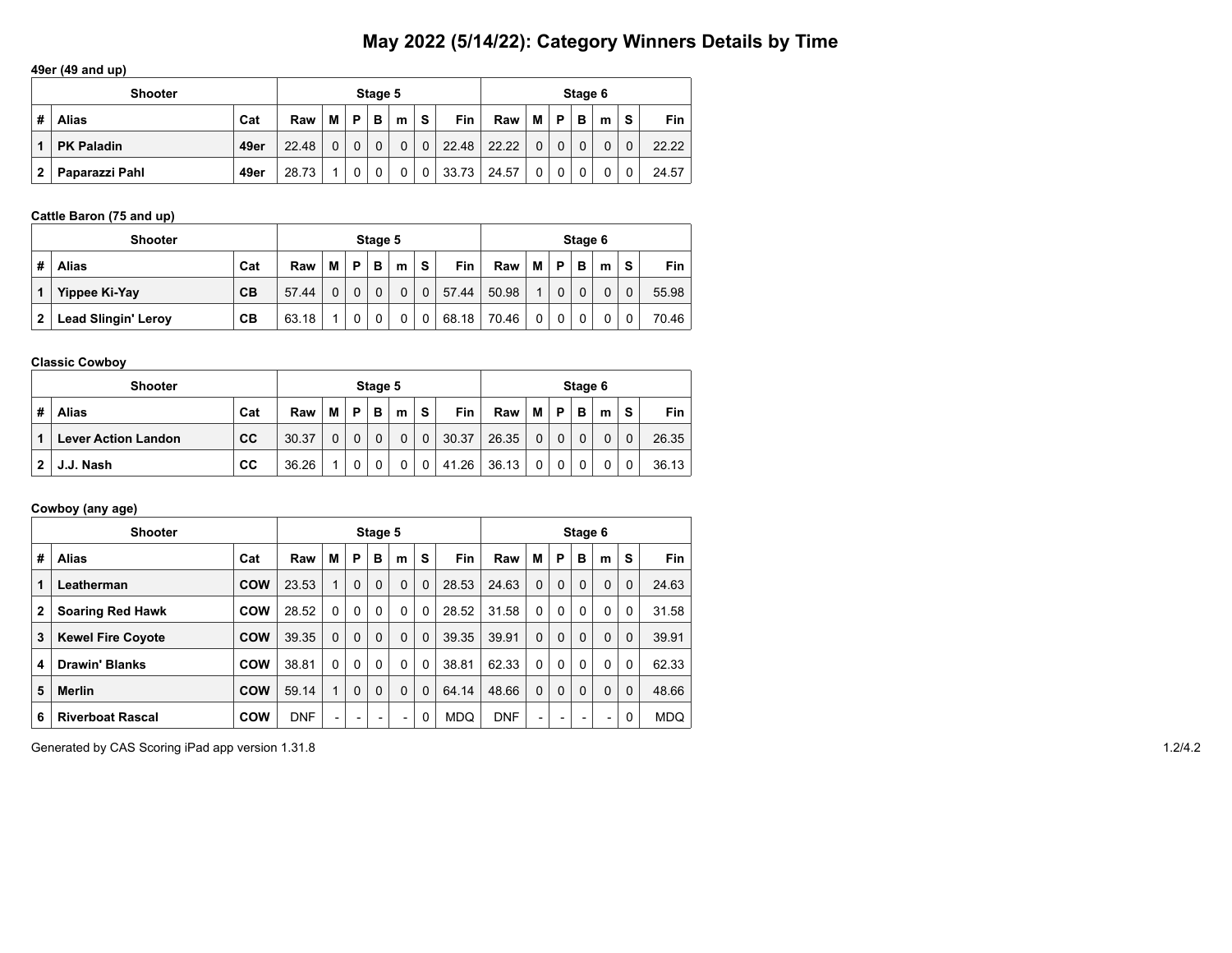# May 2022 (5/14/22): Category Winners Details by Time

**49er (49 and up)**

| Shooter | | | Stage 5 | | | | | | | Stage 6 | | | | | | |
|---|---|---|---|---|---|---|---|---|---|---|---|---|---|---|---|---|
| # | Alias | Cat | Raw | M | P | B | m | S | Fin | Raw | M | P | B | m | S | Fin |
| 1 | **PK Paladin** | **49er** | 22.48 | 0 | 0 | 0 | 0 | 0 | 22.48 | 22.22 | 0 | 0 | 0 | 0 | 0 | 22.22 |
| 2 | **Paparazzi Pahl** | **49er** | 28.73 | 1 | 0 | 0 | 0 | 0 | 33.73 | 24.57 | 0 | 0 | 0 | 0 | 0 | 24.57 |

**Cattle Baron (75 and up)**

| Shooter | | | Stage 5 | | | | | | | Stage 6 | | | | | | |
|---|---|---|---|---|---|---|---|---|---|---|---|---|---|---|---|---|
| # | Alias | Cat | Raw | M | P | B | m | S | Fin | Raw | M | P | B | m | S | Fin |
| 1 | **Yippee Ki-Yay** | **CB** | 57.44 | 0 | 0 | 0 | 0 | 0 | 57.44 | 50.98 | 1 | 0 | 0 | 0 | 0 | 55.98 |
| 2 | **Lead Slingin' Leroy** | **CB** | 63.18 | 1 | 0 | 0 | 0 | 0 | 68.18 | 70.46 | 0 | 0 | 0 | 0 | 0 | 70.46 |

**Classic Cowboy**

| Shooter | | | Stage 5 | | | | | | | Stage 6 | | | | | | |
|---|---|---|---|---|---|---|---|---|---|---|---|---|---|---|---|---|
| # | Alias | Cat | Raw | M | P | B | m | S | Fin | Raw | M | P | B | m | S | Fin |
| 1 | **Lever Action Landon** | **CC** | 30.37 | 0 | 0 | 0 | 0 | 0 | 30.37 | 26.35 | 0 | 0 | 0 | 0 | 0 | 26.35 |
| 2 | **J.J. Nash** | **CC** | 36.26 | 1 | 0 | 0 | 0 | 0 | 41.26 | 36.13 | 0 | 0 | 0 | 0 | 0 | 36.13 |

**Cowboy (any age)**

| Shooter | | | Stage 5 | | | | | | | Stage 6 | | | | | | |
|---|---|---|---|---|---|---|---|---|---|---|---|---|---|---|---|---|
| # | Alias | Cat | Raw | M | P | B | m | S | Fin | Raw | M | P | B | m | S | Fin |
| 1 | **Leatherman** | **COW** | 23.53 | 1 | 0 | 0 | 0 | 0 | 28.53 | 24.63 | 0 | 0 | 0 | 0 | 0 | 24.63 |
| 2 | **Soaring Red Hawk** | **COW** | 28.52 | 0 | 0 | 0 | 0 | 0 | 28.52 | 31.58 | 0 | 0 | 0 | 0 | 0 | 31.58 |
| 3 | **Kewel Fire Coyote** | **COW** | 39.35 | 0 | 0 | 0 | 0 | 0 | 39.35 | 39.91 | 0 | 0 | 0 | 0 | 0 | 39.91 |
| 4 | **Drawin' Blanks** | **COW** | 38.81 | 0 | 0 | 0 | 0 | 0 | 38.81 | 62.33 | 0 | 0 | 0 | 0 | 0 | 62.33 |
| 5 | **Merlin** | **COW** | 59.14 | 1 | 0 | 0 | 0 | 0 | 64.14 | 48.66 | 0 | 0 | 0 | 0 | 0 | 48.66 |
| 6 | **Riverboat Rascal** | **COW** | DNF | - | - | - | - | 0 | MDQ | DNF | - | - | - | - | 0 | MDQ |

Generated by CAS Scoring iPad app version 1.31.8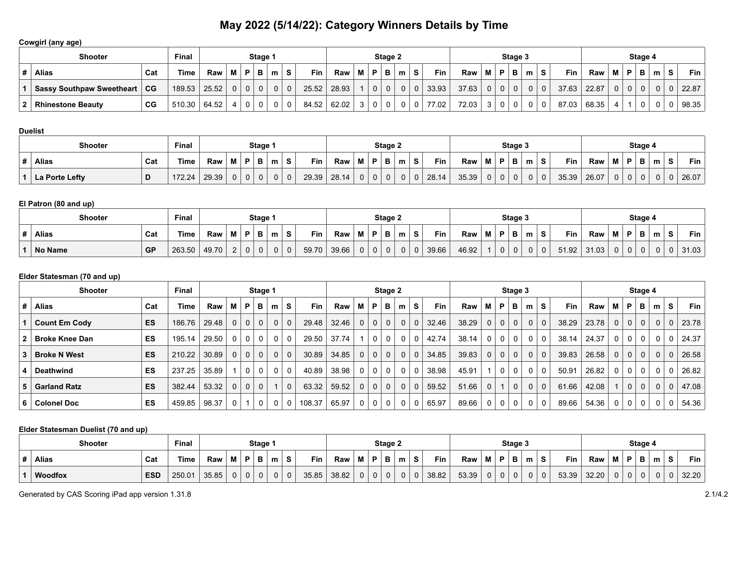# May 2022 (5/14/22): Category Winners Details by Time

**Cowgirl (any age)**

| Shooter | | | Final | Stage 1 | | | | | | | Stage 2 | | | | | | | Stage 3 | | | | | | | Stage 4 | | | | | | |
|---|---|---|---|---|---|---|---|---|---|---|---|---|---|---|---|---|---|---|---|---|---|---|---|---|---|---|---|---|---|---|---|
| # | Alias | Cat | Time | Raw | M | P | B | m | S | Fin | Raw | M | P | B | m | S | Fin | Raw | M | P | B | m | S | Fin | Raw | M | P | B | m | S | Fin |
| 1 | **Sassy Southpaw Sweetheart** | **CG** | 189.53 | 25.52 | 0 | 0 | 0 | 0 | 0 | 25.52 | 28.93 | 1 | 0 | 0 | 0 | 0 | 33.93 | 37.63 | 0 | 0 | 0 | 0 | 0 | 37.63 | 22.87 | 0 | 0 | 0 | 0 | 0 | 22.87 |
| 2 | **Rhinestone Beauty** | **CG** | 510.30 | 64.52 | 4 | 0 | 0 | 0 | 0 | 84.52 | 62.02 | 3 | 0 | 0 | 0 | 0 | 77.02 | 72.03 | 3 | 0 | 0 | 0 | 0 | 87.03 | 68.35 | 4 | 1 | 0 | 0 | 0 | 98.35 |

**Duelist**

| Shooter | | | Final | Stage 1 | | | | | | | Stage 2 | | | | | | | Stage 3 | | | | | | | Stage 4 | | | | | | |
|---|---|---|---|---|---|---|---|---|---|---|---|---|---|---|---|---|---|---|---|---|---|---|---|---|---|---|---|---|---|---|---|
| # | Alias | Cat | Time | Raw | M | P | B | m | S | Fin | Raw | M | P | B | m | S | Fin | Raw | M | P | B | m | S | Fin | Raw | M | P | B | m | S | Fin |
| 1 | **La Porte Lefty** | **D** | 172.24 | 29.39 | 0 | 0 | 0 | 0 | 0 | 29.39 | 28.14 | 0 | 0 | 0 | 0 | 0 | 28.14 | 35.39 | 0 | 0 | 0 | 0 | 0 | 35.39 | 26.07 | 0 | 0 | 0 | 0 | 0 | 26.07 |

**El Patron (80 and up)**

| Shooter | | | Final | Stage 1 | | | | | | | Stage 2 | | | | | | | Stage 3 | | | | | | | Stage 4 | | | | | | |
|---|---|---|---|---|---|---|---|---|---|---|---|---|---|---|---|---|---|---|---|---|---|---|---|---|---|---|---|---|---|---|---|
| # | Alias | Cat | Time | Raw | M | P | B | m | S | Fin | Raw | M | P | B | m | S | Fin | Raw | M | P | B | m | S | Fin | Raw | M | P | B | m | S | Fin |
| 1 | **No Name** | **GP** | 263.50 | 49.70 | 2 | 0 | 0 | 0 | 0 | 59.70 | 39.66 | 0 | 0 | 0 | 0 | 0 | 39.66 | 46.92 | 1 | 0 | 0 | 0 | 0 | 51.92 | 31.03 | 0 | 0 | 0 | 0 | 0 | 31.03 |

**Elder Statesman (70 and up)**

| Shooter | | | Final | Stage 1 | | | | | | | Stage 2 | | | | | | | Stage 3 | | | | | | | Stage 4 | | | | | | |
|---|---|---|---|---|---|---|---|---|---|---|---|---|---|---|---|---|---|---|---|---|---|---|---|---|---|---|---|---|---|---|---|
| # | Alias | Cat | Time | Raw | M | P | B | m | S | Fin | Raw | M | P | B | m | S | Fin | Raw | M | P | B | m | S | Fin | Raw | M | P | B | m | S | Fin |
| 1 | **Count Em Cody** | **ES** | 186.76 | 29.48 | 0 | 0 | 0 | 0 | 0 | 29.48 | 32.46 | 0 | 0 | 0 | 0 | 0 | 32.46 | 38.29 | 0 | 0 | 0 | 0 | 0 | 38.29 | 23.78 | 0 | 0 | 0 | 0 | 0 | 23.78 |
| 2 | **Broke Knee Dan** | **ES** | 195.14 | 29.50 | 0 | 0 | 0 | 0 | 0 | 29.50 | 37.74 | 1 | 0 | 0 | 0 | 0 | 42.74 | 38.14 | 0 | 0 | 0 | 0 | 0 | 38.14 | 24.37 | 0 | 0 | 0 | 0 | 0 | 24.37 |
| 3 | **Broke N West** | **ES** | 210.22 | 30.89 | 0 | 0 | 0 | 0 | 0 | 30.89 | 34.85 | 0 | 0 | 0 | 0 | 0 | 34.85 | 39.83 | 0 | 0 | 0 | 0 | 0 | 39.83 | 26.58 | 0 | 0 | 0 | 0 | 0 | 26.58 |
| 4 | **Deathwind** | **ES** | 237.25 | 35.89 | 1 | 0 | 0 | 0 | 0 | 40.89 | 38.98 | 0 | 0 | 0 | 0 | 0 | 38.98 | 45.91 | 1 | 0 | 0 | 0 | 0 | 50.91 | 26.82 | 0 | 0 | 0 | 0 | 0 | 26.82 |
| 5 | **Garland Ratz** | **ES** | 382.44 | 53.32 | 0 | 0 | 0 | 1 | 0 | 63.32 | 59.52 | 0 | 0 | 0 | 0 | 0 | 59.52 | 51.66 | 0 | 1 | 0 | 0 | 0 | 61.66 | 42.08 | 1 | 0 | 0 | 0 | 0 | 47.08 |
| 6 | **Colonel Doc** | **ES** | 459.85 | 98.37 | 0 | 1 | 0 | 0 | 0 | 108.37 | 65.97 | 0 | 0 | 0 | 0 | 0 | 65.97 | 89.66 | 0 | 0 | 0 | 0 | 0 | 89.66 | 54.36 | 0 | 0 | 0 | 0 | 0 | 54.36 |

**Elder Statesman Duelist (70 and up)**

| Shooter | | | Final | Stage 1 | | | | | | | Stage 2 | | | | | | | Stage 3 | | | | | | | Stage 4 | | | | | | |
|---|---|---|---|---|---|---|---|---|---|---|---|---|---|---|---|---|---|---|---|---|---|---|---|---|---|---|---|---|---|---|---|
| # | Alias | Cat | Time | Raw | M | P | B | m | S | Fin | Raw | M | P | B | m | S | Fin | Raw | M | P | B | m | S | Fin | Raw | M | P | B | m | S | Fin |
| 1 | **Woodfox** | **ESD** | 250.01 | 35.85 | 0 | 0 | 0 | 0 | 0 | 35.85 | 38.82 | 0 | 0 | 0 | 0 | 0 | 38.82 | 53.39 | 0 | 0 | 0 | 0 | 0 | 53.39 | 32.20 | 0 | 0 | 0 | 0 | 0 | 32.20 |

Generated by CAS Scoring iPad app version 1.31.8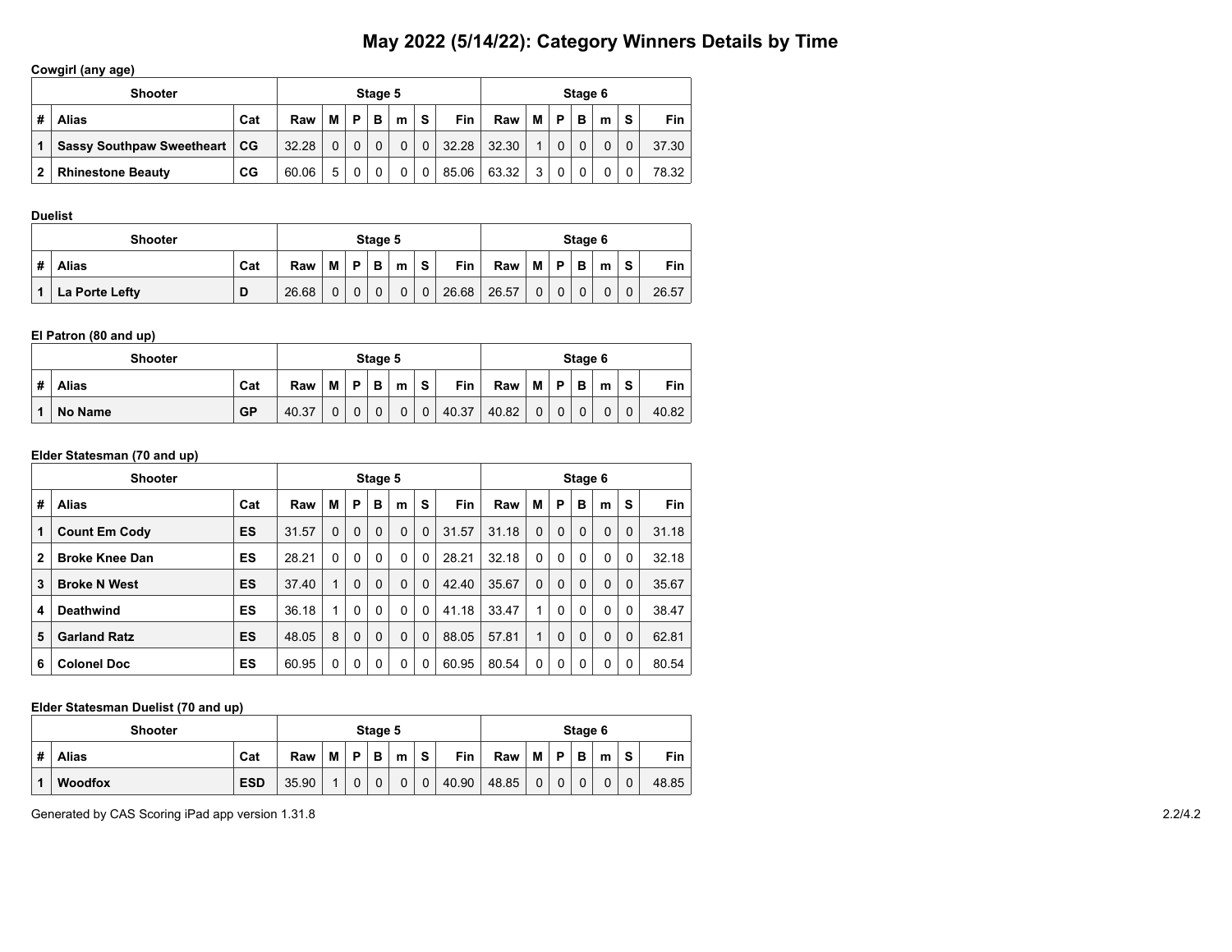# May 2022 (5/14/22): Category Winners Details by Time

**Cowgirl (any age)**

| Shooter | | | Stage 5 | | | | | | | Stage 6 | | | | | | |
|---|---|---|---|---|---|---|---|---|---|---|---|---|---|---|---|---|
| # | Alias | Cat | Raw | M | P | B | m | S | Fin | Raw | M | P | B | m | S | Fin |
| 1 | Sassy Southpaw Sweetheart | CG | 32.28 | 0 | 0 | 0 | 0 | 0 | 32.28 | 32.30 | 1 | 0 | 0 | 0 | 0 | 37.30 |
| 2 | Rhinestone Beauty | CG | 60.06 | 5 | 0 | 0 | 0 | 0 | 85.06 | 63.32 | 3 | 0 | 0 | 0 | 0 | 78.32 |

**Duelist**

| Shooter | | | Stage 5 | | | | | | | Stage 6 | | | | | | |
|---|---|---|---|---|---|---|---|---|---|---|---|---|---|---|---|---|
| # | Alias | Cat | Raw | M | P | B | m | S | Fin | Raw | M | P | B | m | S | Fin |
| 1 | La Porte Lefty | D | 26.68 | 0 | 0 | 0 | 0 | 0 | 26.68 | 26.57 | 0 | 0 | 0 | 0 | 0 | 26.57 |

**El Patron (80 and up)**

| Shooter | | | Stage 5 | | | | | | | Stage 6 | | | | | | |
|---|---|---|---|---|---|---|---|---|---|---|---|---|---|---|---|---|
| # | Alias | Cat | Raw | M | P | B | m | S | Fin | Raw | M | P | B | m | S | Fin |
| 1 | No Name | GP | 40.37 | 0 | 0 | 0 | 0 | 0 | 40.37 | 40.82 | 0 | 0 | 0 | 0 | 0 | 40.82 |

**Elder Statesman (70 and up)**

| Shooter | | | Stage 5 | | | | | | | Stage 6 | | | | | | |
|---|---|---|---|---|---|---|---|---|---|---|---|---|---|---|---|---|
| # | Alias | Cat | Raw | M | P | B | m | S | Fin | Raw | M | P | B | m | S | Fin |
| 1 | Count Em Cody | ES | 31.57 | 0 | 0 | 0 | 0 | 0 | 31.57 | 31.18 | 0 | 0 | 0 | 0 | 0 | 31.18 |
| 2 | Broke Knee Dan | ES | 28.21 | 0 | 0 | 0 | 0 | 0 | 28.21 | 32.18 | 0 | 0 | 0 | 0 | 0 | 32.18 |
| 3 | Broke N West | ES | 37.40 | 1 | 0 | 0 | 0 | 0 | 42.40 | 35.67 | 0 | 0 | 0 | 0 | 0 | 35.67 |
| 4 | Deathwind | ES | 36.18 | 1 | 0 | 0 | 0 | 0 | 41.18 | 33.47 | 1 | 0 | 0 | 0 | 0 | 38.47 |
| 5 | Garland Ratz | ES | 48.05 | 8 | 0 | 0 | 0 | 0 | 88.05 | 57.81 | 1 | 0 | 0 | 0 | 0 | 62.81 |
| 6 | Colonel Doc | ES | 60.95 | 0 | 0 | 0 | 0 | 0 | 60.95 | 80.54 | 0 | 0 | 0 | 0 | 0 | 80.54 |

**Elder Statesman Duelist (70 and up)**

| Shooter | | | Stage 5 | | | | | | | Stage 6 | | | | | | |
|---|---|---|---|---|---|---|---|---|---|---|---|---|---|---|---|---|
| # | Alias | Cat | Raw | M | P | B | m | S | Fin | Raw | M | P | B | m | S | Fin |
| 1 | Woodfox | ESD | 35.90 | 1 | 0 | 0 | 0 | 0 | 40.90 | 48.85 | 0 | 0 | 0 | 0 | 0 | 48.85 |

Generated by CAS Scoring iPad app version 1.31.8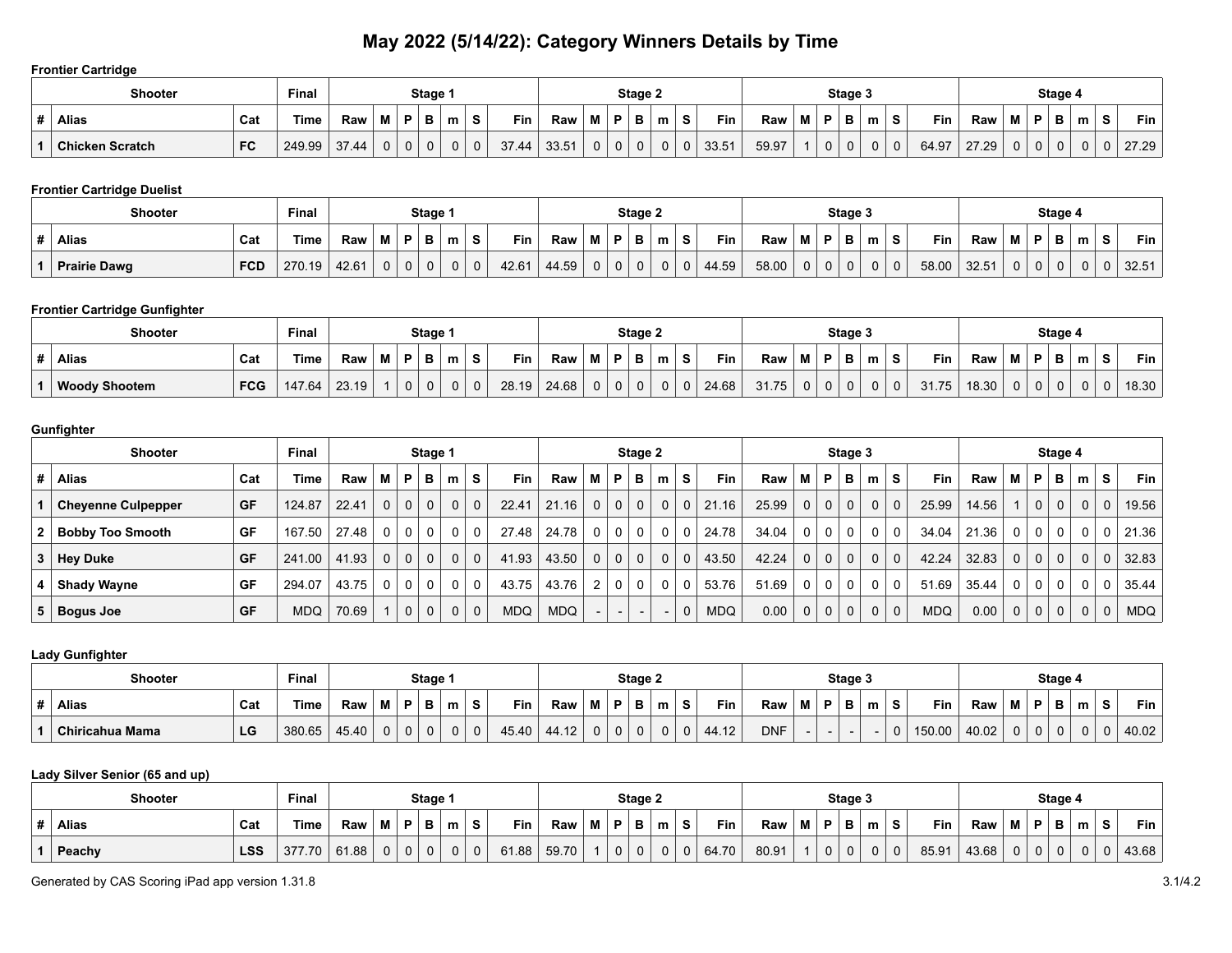# May 2022 (5/14/22): Category Winners Details by Time

**Frontier Cartridge**

| Shooter | | | Final | Stage 1 | | | | | | | Stage 2 | | | | | | | Stage 3 | | | | | | | Stage 4 | | | | | | |
|---|---|---|---|---|---|---|---|---|---|---|---|---|---|---|---|---|---|---|---|---|---|---|---|---|---|---|---|---|---|---|---|
| # | Alias | Cat | Time | Raw | M | P | B | m | S | Fin | Raw | M | P | B | m | S | Fin | Raw | M | P | B | m | S | Fin | Raw | M | P | B | m | S | Fin |
| 1 | Chicken Scratch | FC | 249.99 | 37.44 | 0 | 0 | 0 | 0 | 0 | 37.44 | 33.51 | 0 | 0 | 0 | 0 | 0 | 33.51 | 59.97 | 1 | 0 | 0 | 0 | 0 | 64.97 | 27.29 | 0 | 0 | 0 | 0 | 0 | 27.29 |

**Frontier Cartridge Duelist**

| Shooter | | | Final | Stage 1 | | | | | | | Stage 2 | | | | | | | Stage 3 | | | | | | | Stage 4 | | | | | | |
|---|---|---|---|---|---|---|---|---|---|---|---|---|---|---|---|---|---|---|---|---|---|---|---|---|---|---|---|---|---|---|---|
| # | Alias | Cat | Time | Raw | M | P | B | m | S | Fin | Raw | M | P | B | m | S | Fin | Raw | M | P | B | m | S | Fin | Raw | M | P | B | m | S | Fin |
| 1 | Prairie Dawg | FCD | 270.19 | 42.61 | 0 | 0 | 0 | 0 | 0 | 42.61 | 44.59 | 0 | 0 | 0 | 0 | 0 | 44.59 | 58.00 | 0 | 0 | 0 | 0 | 0 | 58.00 | 32.51 | 0 | 0 | 0 | 0 | 0 | 32.51 |

**Frontier Cartridge Gunfighter**

| Shooter | | | Final | Stage 1 | | | | | | | Stage 2 | | | | | | | Stage 3 | | | | | | | Stage 4 | | | | | | |
|---|---|---|---|---|---|---|---|---|---|---|---|---|---|---|---|---|---|---|---|---|---|---|---|---|---|---|---|---|---|---|---|
| # | Alias | Cat | Time | Raw | M | P | B | m | S | Fin | Raw | M | P | B | m | S | Fin | Raw | M | P | B | m | S | Fin | Raw | M | P | B | m | S | Fin |
| 1 | Woody Shootem | FCG | 147.64 | 23.19 | 1 | 0 | 0 | 0 | 0 | 28.19 | 24.68 | 0 | 0 | 0 | 0 | 0 | 24.68 | 31.75 | 0 | 0 | 0 | 0 | 0 | 31.75 | 18.30 | 0 | 0 | 0 | 0 | 0 | 18.30 |

**Gunfighter**

| Shooter | | | Final | Stage 1 | | | | | | | Stage 2 | | | | | | | Stage 3 | | | | | | | Stage 4 | | | | | | |
|---|---|---|---|---|---|---|---|---|---|---|---|---|---|---|---|---|---|---|---|---|---|---|---|---|---|---|---|---|---|---|---|
| # | Alias | Cat | Time | Raw | M | P | B | m | S | Fin | Raw | M | P | B | m | S | Fin | Raw | M | P | B | m | S | Fin | Raw | M | P | B | m | S | Fin |
| 1 | Cheyenne Culpepper | GF | 124.87 | 22.41 | 0 | 0 | 0 | 0 | 0 | 22.41 | 21.16 | 0 | 0 | 0 | 0 | 0 | 21.16 | 25.99 | 0 | 0 | 0 | 0 | 0 | 25.99 | 14.56 | 1 | 0 | 0 | 0 | 0 | 19.56 |
| 2 | Bobby Too Smooth | GF | 167.50 | 27.48 | 0 | 0 | 0 | 0 | 0 | 27.48 | 24.78 | 0 | 0 | 0 | 0 | 0 | 24.78 | 34.04 | 0 | 0 | 0 | 0 | 0 | 34.04 | 21.36 | 0 | 0 | 0 | 0 | 0 | 21.36 |
| 3 | Hey Duke | GF | 241.00 | 41.93 | 0 | 0 | 0 | 0 | 0 | 41.93 | 43.50 | 0 | 0 | 0 | 0 | 0 | 43.50 | 42.24 | 0 | 0 | 0 | 0 | 0 | 42.24 | 32.83 | 0 | 0 | 0 | 0 | 0 | 32.83 |
| 4 | Shady Wayne | GF | 294.07 | 43.75 | 0 | 0 | 0 | 0 | 0 | 43.75 | 43.76 | 2 | 0 | 0 | 0 | 0 | 53.76 | 51.69 | 0 | 0 | 0 | 0 | 0 | 51.69 | 35.44 | 0 | 0 | 0 | 0 | 0 | 35.44 |
| 5 | Bogus Joe | GF | MDQ | 70.69 | 1 | 0 | 0 | 0 | 0 | MDQ | MDQ | - | - | - | - | 0 | MDQ | 0.00 | 0 | 0 | 0 | 0 | 0 | MDQ | 0.00 | 0 | 0 | 0 | 0 | 0 | MDQ |

**Lady Gunfighter**

| Shooter | | | Final | Stage 1 | | | | | | | Stage 2 | | | | | | | Stage 3 | | | | | | | Stage 4 | | | | | | |
|---|---|---|---|---|---|---|---|---|---|---|---|---|---|---|---|---|---|---|---|---|---|---|---|---|---|---|---|---|---|---|---|
| # | Alias | Cat | Time | Raw | M | P | B | m | S | Fin | Raw | M | P | B | m | S | Fin | Raw | M | P | B | m | S | Fin | Raw | M | P | B | m | S | Fin |
| 1 | Chiricahua Mama | LG | 380.65 | 45.40 | 0 | 0 | 0 | 0 | 0 | 45.40 | 44.12 | 0 | 0 | 0 | 0 | 0 | 44.12 | DNF | - | - | - | - | 0 | 150.00 | 40.02 | 0 | 0 | 0 | 0 | 0 | 40.02 |

**Lady Silver Senior (65 and up)**

| Shooter | | | Final | Stage 1 | | | | | | | Stage 2 | | | | | | | Stage 3 | | | | | | | Stage 4 | | | | | | |
|---|---|---|---|---|---|---|---|---|---|---|---|---|---|---|---|---|---|---|---|---|---|---|---|---|---|---|---|---|---|---|---|
| # | Alias | Cat | Time | Raw | M | P | B | m | S | Fin | Raw | M | P | B | m | S | Fin | Raw | M | P | B | m | S | Fin | Raw | M | P | B | m | S | Fin |
| 1 | Peachy | LSS | 377.70 | 61.88 | 0 | 0 | 0 | 0 | 0 | 61.88 | 59.70 | 1 | 0 | 0 | 0 | 0 | 64.70 | 80.91 | 1 | 0 | 0 | 0 | 0 | 85.91 | 43.68 | 0 | 0 | 0 | 0 | 0 | 43.68 |

Generated by CAS Scoring iPad app version 1.31.8

3.1/4.2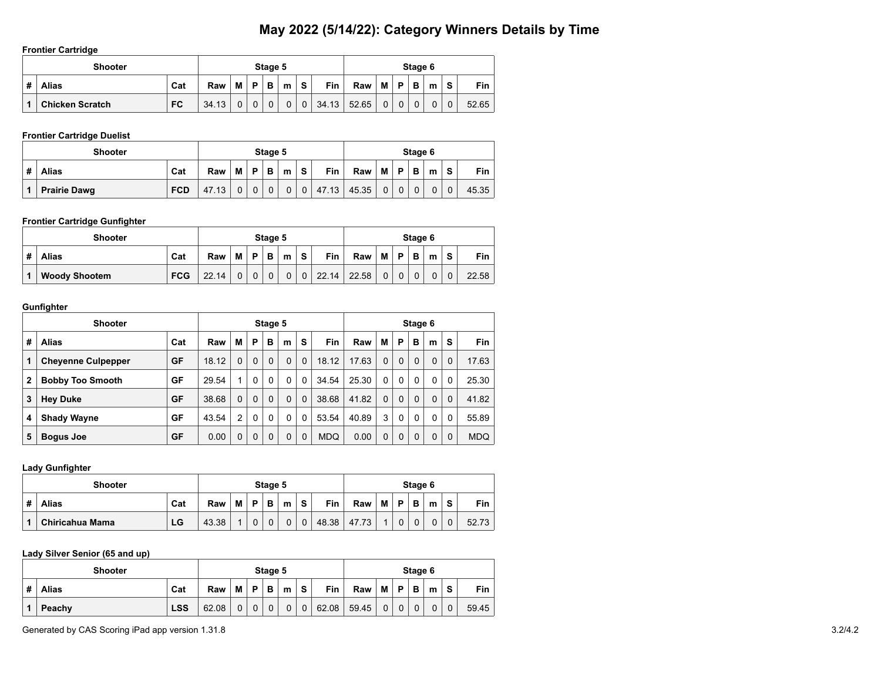# May 2022 (5/14/22): Category Winners Details by Time

**Frontier Cartridge**

| Shooter | | | Stage 5 | | | | | | | Stage 6 | | | | | | |
|---|---|---|---|---|---|---|---|---|---|---|---|---|---|---|---|---|
| # | Alias | Cat | Raw | M | P | B | m | S | Fin | Raw | M | P | B | m | S | Fin |
| 1 | Chicken Scratch | FC | 34.13 | 0 | 0 | 0 | 0 | 0 | 34.13 | 52.65 | 0 | 0 | 0 | 0 | 0 | 52.65 |

**Frontier Cartridge Duelist**

| Shooter | | | Stage 5 | | | | | | | Stage 6 | | | | | | |
|---|---|---|---|---|---|---|---|---|---|---|---|---|---|---|---|---|
| # | Alias | Cat | Raw | M | P | B | m | S | Fin | Raw | M | P | B | m | S | Fin |
| 1 | Prairie Dawg | FCD | 47.13 | 0 | 0 | 0 | 0 | 0 | 47.13 | 45.35 | 0 | 0 | 0 | 0 | 0 | 45.35 |

**Frontier Cartridge Gunfighter**

| Shooter | | | Stage 5 | | | | | | | Stage 6 | | | | | | |
|---|---|---|---|---|---|---|---|---|---|---|---|---|---|---|---|---|
| # | Alias | Cat | Raw | M | P | B | m | S | Fin | Raw | M | P | B | m | S | Fin |
| 1 | Woody Shootem | FCG | 22.14 | 0 | 0 | 0 | 0 | 0 | 22.14 | 22.58 | 0 | 0 | 0 | 0 | 0 | 22.58 |

**Gunfighter**

| Shooter | | | Stage 5 | | | | | | | Stage 6 | | | | | | |
|---|---|---|---|---|---|---|---|---|---|---|---|---|---|---|---|---|
| # | Alias | Cat | Raw | M | P | B | m | S | Fin | Raw | M | P | B | m | S | Fin |
| 1 | Cheyenne Culpepper | GF | 18.12 | 0 | 0 | 0 | 0 | 0 | 18.12 | 17.63 | 0 | 0 | 0 | 0 | 0 | 17.63 |
| 2 | Bobby Too Smooth | GF | 29.54 | 1 | 0 | 0 | 0 | 0 | 34.54 | 25.30 | 0 | 0 | 0 | 0 | 0 | 25.30 |
| 3 | Hey Duke | GF | 38.68 | 0 | 0 | 0 | 0 | 0 | 38.68 | 41.82 | 0 | 0 | 0 | 0 | 0 | 41.82 |
| 4 | Shady Wayne | GF | 43.54 | 2 | 0 | 0 | 0 | 0 | 53.54 | 40.89 | 3 | 0 | 0 | 0 | 0 | 55.89 |
| 5 | Bogus Joe | GF | 0.00 | 0 | 0 | 0 | 0 | 0 | MDQ | 0.00 | 0 | 0 | 0 | 0 | 0 | MDQ |

**Lady Gunfighter**

| Shooter | | | Stage 5 | | | | | | | Stage 6 | | | | | | |
|---|---|---|---|---|---|---|---|---|---|---|---|---|---|---|---|---|
| # | Alias | Cat | Raw | M | P | B | m | S | Fin | Raw | M | P | B | m | S | Fin |
| 1 | Chiricahua Mama | LG | 43.38 | 1 | 0 | 0 | 0 | 0 | 48.38 | 47.73 | 1 | 0 | 0 | 0 | 0 | 52.73 |

**Lady Silver Senior (65 and up)**

| Shooter | | | Stage 5 | | | | | | | Stage 6 | | | | | | |
|---|---|---|---|---|---|---|---|---|---|---|---|---|---|---|---|---|
| # | Alias | Cat | Raw | M | P | B | m | S | Fin | Raw | M | P | B | m | S | Fin |
| 1 | Peachy | LSS | 62.08 | 0 | 0 | 0 | 0 | 0 | 62.08 | 59.45 | 0 | 0 | 0 | 0 | 0 | 59.45 |

Generated by CAS Scoring iPad app version 1.31.8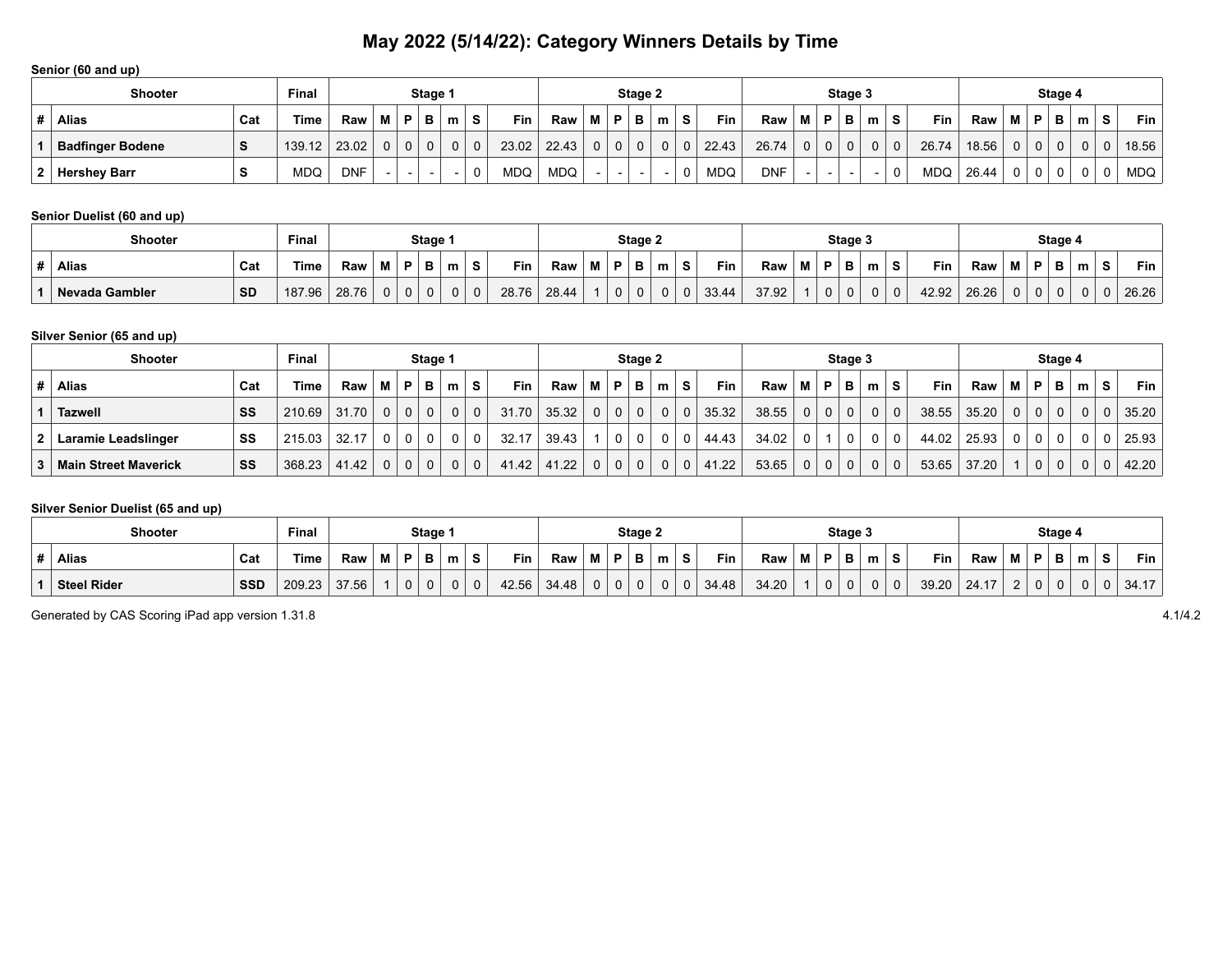# May 2022 (5/14/22): Category Winners Details by Time

**Senior (60 and up)**

| Shooter | | | Final | Stage 1 | | | | | | | Stage 2 | | | | | | | Stage 3 | | | | | | | Stage 4 | | | | | | |
|---|---|---|---|---|---|---|---|---|---|---|---|---|---|---|---|---|---|---|---|---|---|---|---|---|---|---|---|---|---|---|---|
| # | Alias | Cat | Time | Raw | M | P | B | m | S | Fin | Raw | M | P | B | m | S | Fin | Raw | M | P | B | m | S | Fin | Raw | M | P | B | m | S | Fin |
| 1 | Badfinger Bodene | S | 139.12 | 23.02 | 0 | 0 | 0 | 0 | 0 | 23.02 | 22.43 | 0 | 0 | 0 | 0 | 0 | 22.43 | 26.74 | 0 | 0 | 0 | 0 | 0 | 26.74 | 18.56 | 0 | 0 | 0 | 0 | 0 | 18.56 |
| 2 | Hershey Barr | S | MDQ | DNF | - | - | - | - | 0 | MDQ | MDQ | - | - | - | - | 0 | MDQ | DNF | - | - | - | - | 0 | MDQ | 26.44 | 0 | 0 | 0 | 0 | 0 | MDQ |

**Senior Duelist (60 and up)**

| Shooter | | | Final | Stage 1 | | | | | | | Stage 2 | | | | | | | Stage 3 | | | | | | | Stage 4 | | | | | | |
|---|---|---|---|---|---|---|---|---|---|---|---|---|---|---|---|---|---|---|---|---|---|---|---|---|---|---|---|---|---|---|---|
| # | Alias | Cat | Time | Raw | M | P | B | m | S | Fin | Raw | M | P | B | m | S | Fin | Raw | M | P | B | m | S | Fin | Raw | M | P | B | m | S | Fin |
| 1 | Nevada Gambler | SD | 187.96 | 28.76 | 0 | 0 | 0 | 0 | 0 | 28.76 | 28.44 | 1 | 0 | 0 | 0 | 0 | 33.44 | 37.92 | 1 | 0 | 0 | 0 | 0 | 42.92 | 26.26 | 0 | 0 | 0 | 0 | 0 | 26.26 |

**Silver Senior (65 and up)**

| Shooter | | | Final | Stage 1 | | | | | | | Stage 2 | | | | | | | Stage 3 | | | | | | | Stage 4 | | | | | | |
|---|---|---|---|---|---|---|---|---|---|---|---|---|---|---|---|---|---|---|---|---|---|---|---|---|---|---|---|---|---|---|---|
| # | Alias | Cat | Time | Raw | M | P | B | m | S | Fin | Raw | M | P | B | m | S | Fin | Raw | M | P | B | m | S | Fin | Raw | M | P | B | m | S | Fin |
| 1 | Tazwell | SS | 210.69 | 31.70 | 0 | 0 | 0 | 0 | 0 | 31.70 | 35.32 | 0 | 0 | 0 | 0 | 0 | 35.32 | 38.55 | 0 | 0 | 0 | 0 | 0 | 38.55 | 35.20 | 0 | 0 | 0 | 0 | 0 | 35.20 |
| 2 | Laramie Leadslinger | SS | 215.03 | 32.17 | 0 | 0 | 0 | 0 | 0 | 32.17 | 39.43 | 1 | 0 | 0 | 0 | 0 | 44.43 | 34.02 | 0 | 1 | 0 | 0 | 0 | 44.02 | 25.93 | 0 | 0 | 0 | 0 | 0 | 25.93 |
| 3 | Main Street Maverick | SS | 368.23 | 41.42 | 0 | 0 | 0 | 0 | 0 | 41.42 | 41.22 | 0 | 0 | 0 | 0 | 0 | 41.22 | 53.65 | 0 | 0 | 0 | 0 | 0 | 53.65 | 37.20 | 1 | 0 | 0 | 0 | 0 | 42.20 |

**Silver Senior Duelist (65 and up)**

| Shooter | | | Final | Stage 1 | | | | | | | Stage 2 | | | | | | | Stage 3 | | | | | | | Stage 4 | | | | | | |
|---|---|---|---|---|---|---|---|---|---|---|---|---|---|---|---|---|---|---|---|---|---|---|---|---|---|---|---|---|---|---|---|
| # | Alias | Cat | Time | Raw | M | P | B | m | S | Fin | Raw | M | P | B | m | S | Fin | Raw | M | P | B | m | S | Fin | Raw | M | P | B | m | S | Fin |
| 1 | Steel Rider | SSD | 209.23 | 37.56 | 1 | 0 | 0 | 0 | 0 | 42.56 | 34.48 | 0 | 0 | 0 | 0 | 0 | 34.48 | 34.20 | 1 | 0 | 0 | 0 | 0 | 39.20 | 24.17 | 2 | 0 | 0 | 0 | 0 | 34.17 |

Generated by CAS Scoring iPad app version 1.31.8

4.1/4.2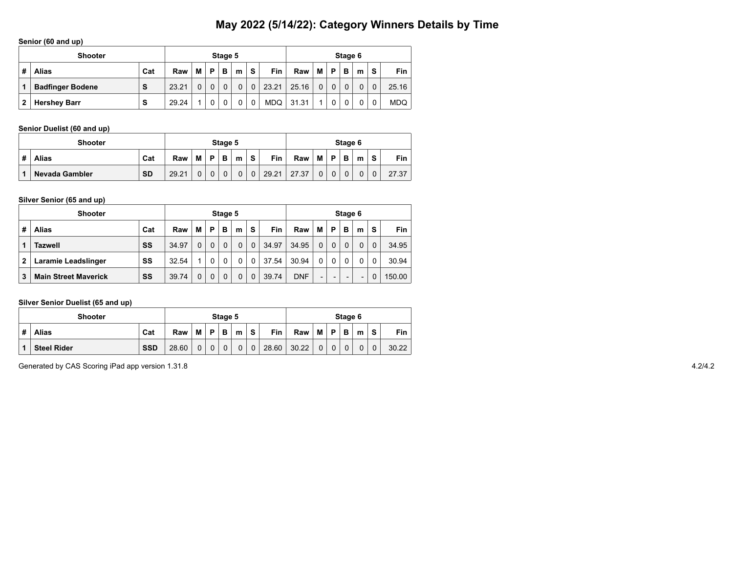# May 2022 (5/14/22): Category Winners Details by Time

**Senior (60 and up)**

| Shooter | | | Stage 5 | | | | | | | Stage 6 | | | | | | |
|---|---|---|---|---|---|---|---|---|---|---|---|---|---|---|---|---|
| # | Alias | Cat | Raw | M | P | B | m | S | Fin | Raw | M | P | B | m | S | Fin |
| 1 | **Badfinger Bodene** | **S** | 23.21 | 0 | 0 | 0 | 0 | 0 | 23.21 | 25.16 | 0 | 0 | 0 | 0 | 0 | 25.16 |
| 2 | **Hershey Barr** | **S** | 29.24 | 1 | 0 | 0 | 0 | 0 | MDQ | 31.31 | 1 | 0 | 0 | 0 | 0 | MDQ |

**Senior Duelist (60 and up)**

| Shooter | | | Stage 5 | | | | | | | Stage 6 | | | | | | |
|---|---|---|---|---|---|---|---|---|---|---|---|---|---|---|---|---|
| # | Alias | Cat | Raw | M | P | B | m | S | Fin | Raw | M | P | B | m | S | Fin |
| 1 | **Nevada Gambler** | **SD** | 29.21 | 0 | 0 | 0 | 0 | 0 | 29.21 | 27.37 | 0 | 0 | 0 | 0 | 0 | 27.37 |

**Silver Senior (65 and up)**

| Shooter | | | Stage 5 | | | | | | | Stage 6 | | | | | | |
|---|---|---|---|---|---|---|---|---|---|---|---|---|---|---|---|---|
| # | Alias | Cat | Raw | M | P | B | m | S | Fin | Raw | M | P | B | m | S | Fin |
| 1 | **Tazwell** | **SS** | 34.97 | 0 | 0 | 0 | 0 | 0 | 34.97 | 34.95 | 0 | 0 | 0 | 0 | 0 | 34.95 |
| 2 | **Laramie Leadslinger** | **SS** | 32.54 | 1 | 0 | 0 | 0 | 0 | 37.54 | 30.94 | 0 | 0 | 0 | 0 | 0 | 30.94 |
| 3 | **Main Street Maverick** | **SS** | 39.74 | 0 | 0 | 0 | 0 | 0 | 39.74 | DNF | - | - | - | - | 0 | 150.00 |

**Silver Senior Duelist (65 and up)**

| Shooter | | | Stage 5 | | | | | | | Stage 6 | | | | | | |
|---|---|---|---|---|---|---|---|---|---|---|---|---|---|---|---|---|
| # | Alias | Cat | Raw | M | P | B | m | S | Fin | Raw | M | P | B | m | S | Fin |
| 1 | **Steel Rider** | **SSD** | 28.60 | 0 | 0 | 0 | 0 | 0 | 28.60 | 30.22 | 0 | 0 | 0 | 0 | 0 | 30.22 |

Generated by CAS Scoring iPad app version 1.31.8